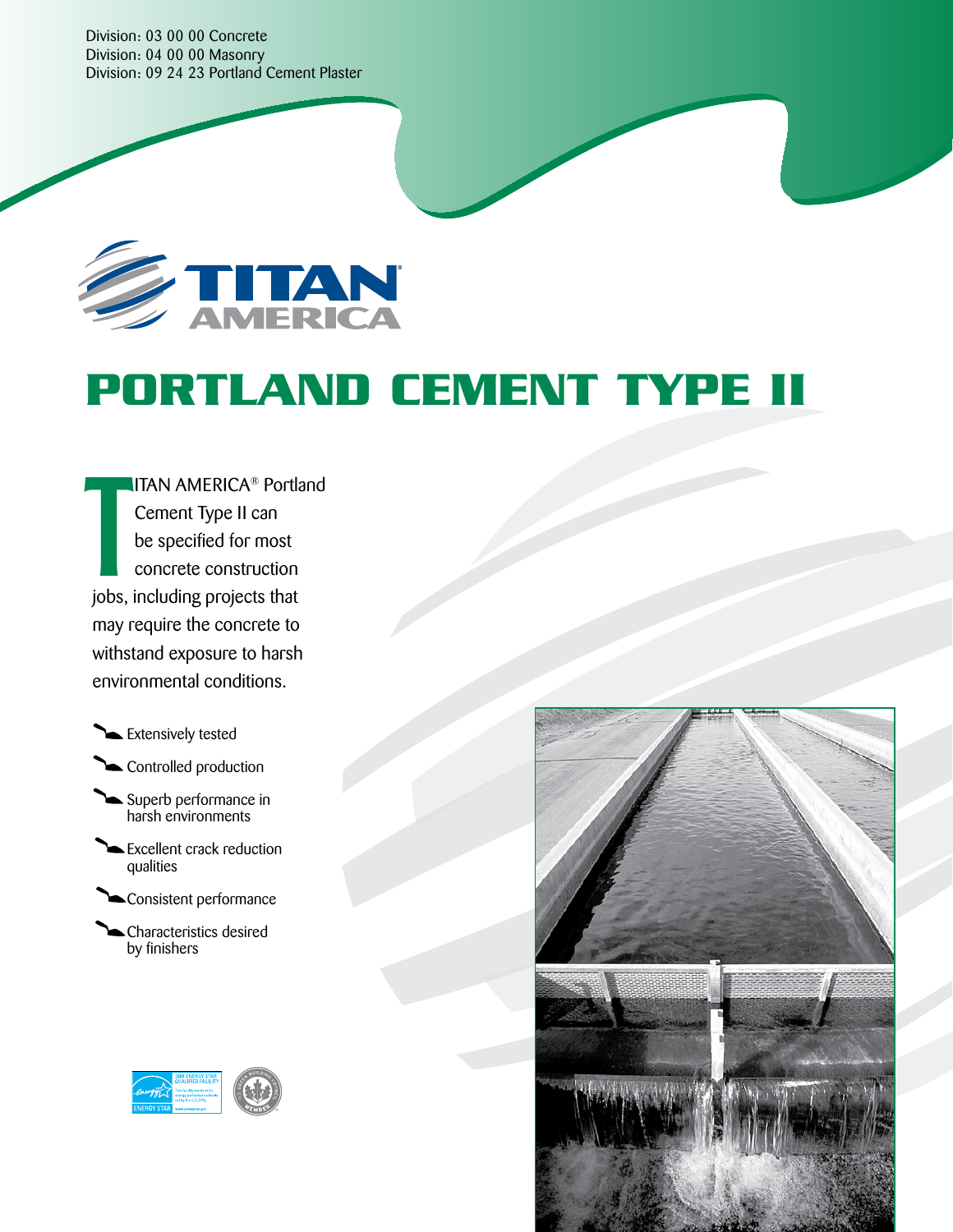Division: 03 00 00 Concrete
Division: 04 00 00 Masonry
Division: 09 24 23 Portland Cement Plaster

TITAN AMERICA

# PORTLAND CEMENT TYPE II

TITAN AMERICA® Portland Cement Type II can be specified for most concrete construction jobs, including projects that may require the concrete to withstand exposure to harsh environmental conditions.

- Extensively tested
- Controlled production
- Superb performance in harsh environments
- Excellent crack reduction qualities
- Consistent performance
- Characteristics desired by finishers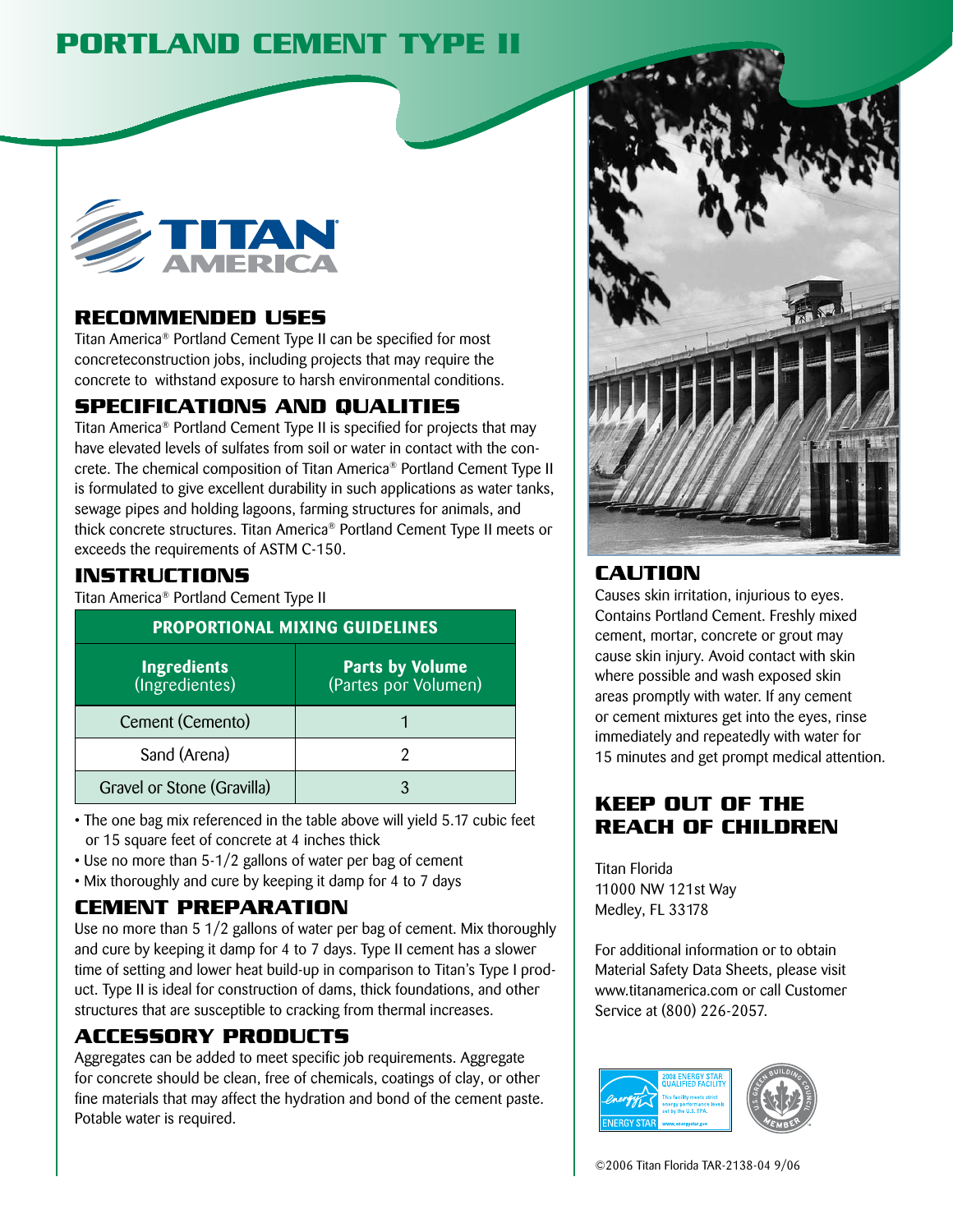# PORTLAND CEMENT TYPE II

## RECOMMENDED USES

Titan America® Portland Cement Type II can be specified for most concreteconstruction jobs, including projects that may require the concrete to withstand exposure to harsh environmental conditions.

## SPECIFICATIONS AND QUALITIES

Titan America® Portland Cement Type II is specified for projects that may have elevated levels of sulfates from soil or water in contact with the concrete. The chemical composition of Titan America® Portland Cement Type II is formulated to give excellent durability in such applications as water tanks, sewage pipes and holding lagoons, farming structures for animals, and thick concrete structures. Titan America® Portland Cement Type II meets or exceeds the requirements of ASTM C-150.

## INSTRUCTIONS

Titan America® Portland Cement Type II

| PROPORTIONAL MIXING GUIDELINES | |
|---|---|
| **Ingredients** (Ingredientes) | **Parts by Volume** (Partes por Volumen) |
| Cement (Cemento) | 1 |
| Sand (Arena) | 2 |
| Gravel or Stone (Gravilla) | 3 |

- The one bag mix referenced in the table above will yield 5.17 cubic feet or 15 square feet of concrete at 4 inches thick
- Use no more than 5-1/2 gallons of water per bag of cement
- Mix thoroughly and cure by keeping it damp for 4 to 7 days

## CEMENT PREPARATION

Use no more than 5 1/2 gallons of water per bag of cement. Mix thoroughly and cure by keeping it damp for 4 to 7 days. Type II cement has a slower time of setting and lower heat build-up in comparison to Titan's Type I product. Type II is ideal for construction of dams, thick foundations, and other structures that are susceptible to cracking from thermal increases.

## ACCESSORY PRODUCTS

Aggregates can be added to meet specific job requirements. Aggregate for concrete should be clean, free of chemicals, coatings of clay, or other fine materials that may affect the hydration and bond of the cement paste. Potable water is required.

## CAUTION

Causes skin irritation, injurious to eyes. Contains Portland Cement. Freshly mixed cement, mortar, concrete or grout may cause skin injury. Avoid contact with skin where possible and wash exposed skin areas promptly with water. If any cement or cement mixtures get into the eyes, rinse immediately and repeatedly with water for 15 minutes and get prompt medical attention.

## KEEP OUT OF THE REACH OF CHILDREN

Titan Florida
11000 NW 121st Way
Medley, FL 33178

For additional information or to obtain Material Safety Data Sheets, please visit www.titanamerica.com or call Customer Service at (800) 226-2057.

2008 ENERGY STAR QUALIFIED FACILITY
This facility meets strict energy performance levels set by the U.S. EPA.
ENERGY STAR
www.energystar.gov

U.S. GREEN BUILDING COUNCIL MEMBER

©2006 Titan Florida TAR-2138-04 9/06